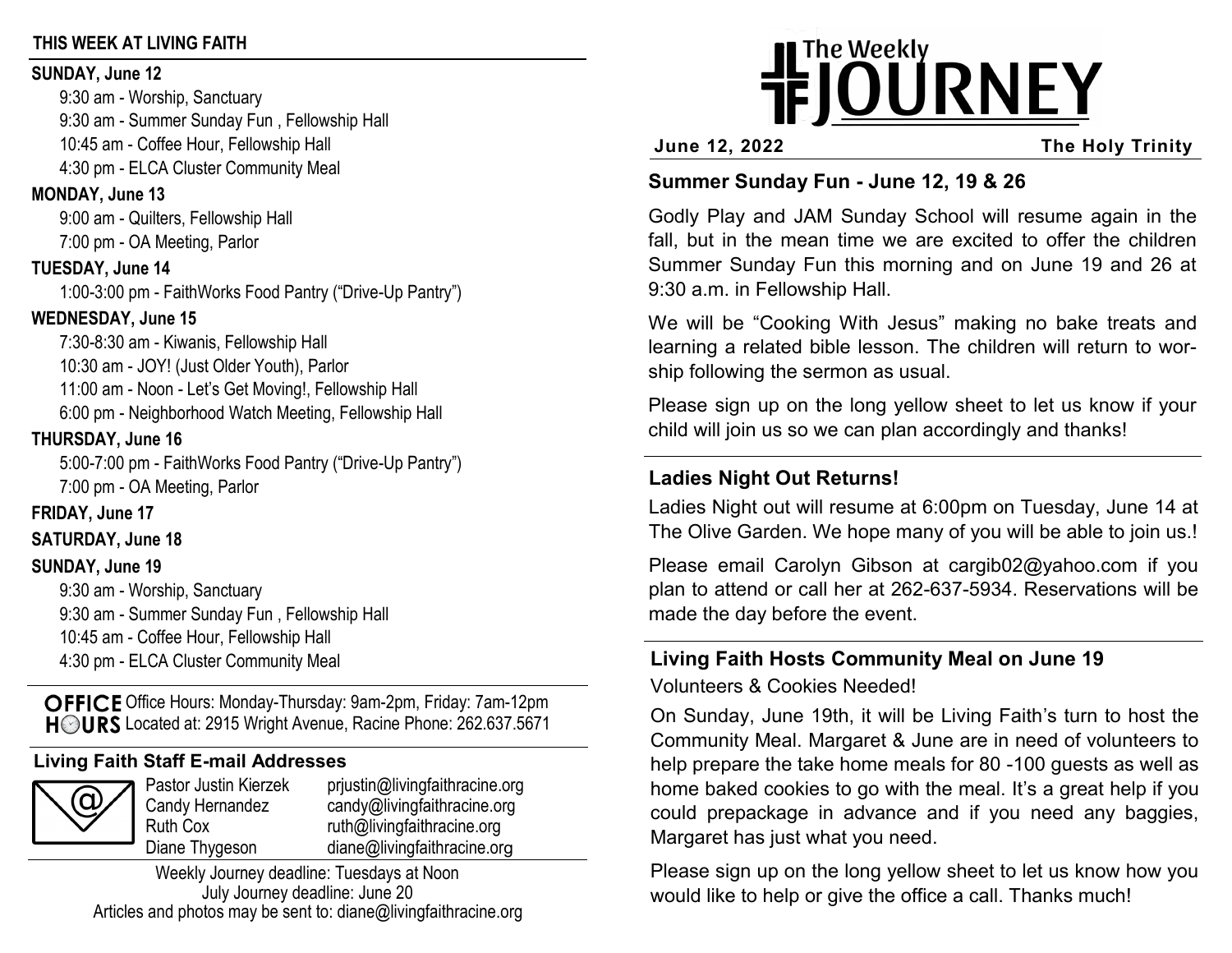## THIS WEEK AT LIVING FAITH

**SUNDAY, June 12**

9:30 am - Worship, Sanctuary
9:30 am - Summer Sunday Fun , Fellowship Hall
10:45 am - Coffee Hour, Fellowship Hall
4:30 pm - ELCA Cluster Community Meal

**MONDAY, June 13**

9:00 am - Quilters, Fellowship Hall
7:00 pm - OA Meeting, Parlor

**TUESDAY, June 14**

1:00-3:00 pm - FaithWorks Food Pantry ("Drive-Up Pantry")

**WEDNESDAY, June 15**

7:30-8:30 am - Kiwanis, Fellowship Hall
10:30 am - JOY! (Just Older Youth), Parlor
11:00 am - Noon - Let's Get Moving!, Fellowship Hall
6:00 pm - Neighborhood Watch Meeting, Fellowship Hall

**THURSDAY, June 16**

5:00-7:00 pm - FaithWorks Food Pantry ("Drive-Up Pantry")
7:00 pm - OA Meeting, Parlor

**FRIDAY, June 17**

**SATURDAY, June 18**

**SUNDAY, June 19**

9:30 am - Worship, Sanctuary
9:30 am - Summer Sunday Fun , Fellowship Hall
10:45 am - Coffee Hour, Fellowship Hall
4:30 pm - ELCA Cluster Community Meal

**OFFICE HOURS** Office Hours: Monday-Thursday: 9am-2pm, Friday: 7am-12pm
Located at: 2915 Wright Avenue, Racine Phone: 262.637.5671

### Living Faith Staff E-mail Addresses

| | |
|---|---|
| Pastor Justin Kierzek | prjustin@livingfaithracine.org |
| Candy Hernandez | candy@livingfaithracine.org |
| Ruth Cox | ruth@livingfaithracine.org |
| Diane Thygeson | diane@livingfaithracine.org |

Weekly Journey deadline: Tuesdays at Noon
July Journey deadline: June 20
Articles and photos may be sent to: diane@livingfaithracine.org

# The Weekly JOURNEY

**June 12, 2022** **The Holy Trinity**

## Summer Sunday Fun - June 12, 19 & 26

Godly Play and JAM Sunday School will resume again in the fall, but in the mean time we are excited to offer the children Summer Sunday Fun this morning and on June 19 and 26 at 9:30 a.m. in Fellowship Hall.

We will be "Cooking With Jesus" making no bake treats and learning a related bible lesson. The children will return to worship following the sermon as usual.

Please sign up on the long yellow sheet to let us know if your child will join us so we can plan accordingly and thanks!

## Ladies Night Out Returns!

Ladies Night out will resume at 6:00pm on Tuesday, June 14 at The Olive Garden. We hope many of you will be able to join us.!

Please email Carolyn Gibson at cargib02@yahoo.com if you plan to attend or call her at 262-637-5934. Reservations will be made the day before the event.

## Living Faith Hosts Community Meal on June 19

Volunteers & Cookies Needed!

On Sunday, June 19th, it will be Living Faith's turn to host the Community Meal. Margaret & June are in need of volunteers to help prepare the take home meals for 80 -100 guests as well as home baked cookies to go with the meal. It's a great help if you could prepackage in advance and if you need any baggies, Margaret has just what you need.

Please sign up on the long yellow sheet to let us know how you would like to help or give the office a call. Thanks much!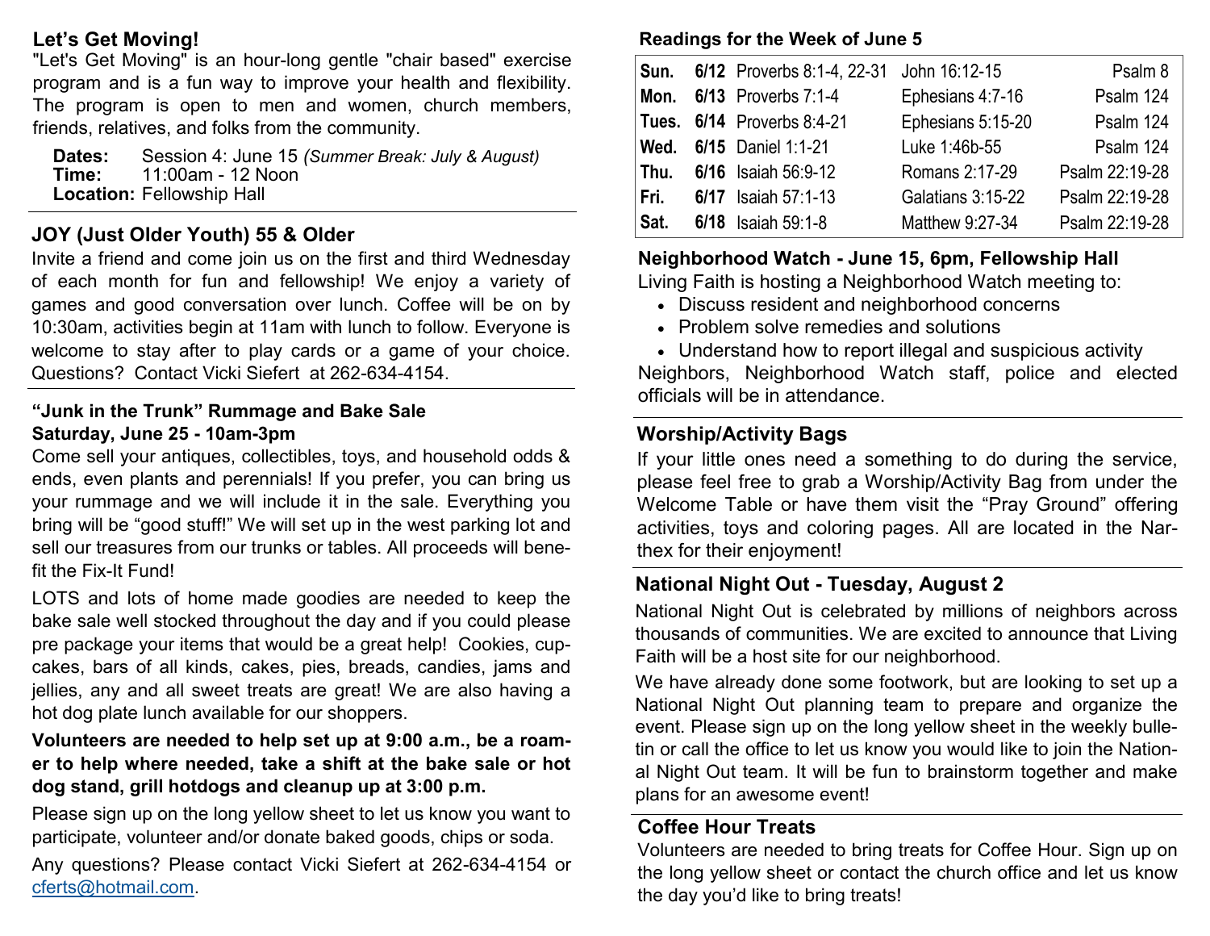## Let's Get Moving!

"Let's Get Moving" is an hour-long gentle "chair based" exercise program and is a fun way to improve your health and flexibility. The program is open to men and women, church members, friends, relatives, and folks from the community.

**Dates:** Session 4: June 15 *(Summer Break: July & August)*
**Time:** 11:00am - 12 Noon
**Location:** Fellowship Hall

## JOY (Just Older Youth) 55 & Older

Invite a friend and come join us on the first and third Wednesday of each month for fun and fellowship! We enjoy a variety of games and good conversation over lunch. Coffee will be on by 10:30am, activities begin at 11am with lunch to follow. Everyone is welcome to stay after to play cards or a game of your choice. Questions? Contact Vicki Siefert at 262-634-4154.

## "Junk in the Trunk" Rummage and Bake Sale
**Saturday, June 25 - 10am-3pm**

Come sell your antiques, collectibles, toys, and household odds & ends, even plants and perennials! If you prefer, you can bring us your rummage and we will include it in the sale. Everything you bring will be "good stuff!" We will set up in the west parking lot and sell our treasures from our trunks or tables. All proceeds will benefit the Fix-It Fund!

LOTS and lots of home made goodies are needed to keep the bake sale well stocked throughout the day and if you could please pre package your items that would be a great help! Cookies, cupcakes, bars of all kinds, cakes, pies, breads, candies, jams and jellies, any and all sweet treats are great! We are also having a hot dog plate lunch available for our shoppers.

**Volunteers are needed to help set up at 9:00 a.m., be a roamer to help where needed, take a shift at the bake sale or hot dog stand, grill hotdogs and cleanup up at 3:00 p.m.**

Please sign up on the long yellow sheet to let us know you want to participate, volunteer and/or donate baked goods, chips or soda.

Any questions? Please contact Vicki Siefert at 262-634-4154 or cferts@hotmail.com.

## Readings for the Week of June 5

| | | | | |
|---|---|---|---|---|
| **Sun.** | **6/12** | Proverbs 8:1-4, 22-31 | John 16:12-15 | Psalm 8 |
| **Mon.** | **6/13** | Proverbs 7:1-4 | Ephesians 4:7-16 | Psalm 124 |
| **Tues.** | **6/14** | Proverbs 8:4-21 | Ephesians 5:15-20 | Psalm 124 |
| **Wed.** | **6/15** | Daniel 1:1-21 | Luke 1:46b-55 | Psalm 124 |
| **Thu.** | **6/16** | Isaiah 56:9-12 | Romans 2:17-29 | Psalm 22:19-28 |
| **Fri.** | **6/17** | Isaiah 57:1-13 | Galatians 3:15-22 | Psalm 22:19-28 |
| **Sat.** | **6/18** | Isaiah 59:1-8 | Matthew 9:27-34 | Psalm 22:19-28 |

## Neighborhood Watch - June 15, 6pm, Fellowship Hall

Living Faith is hosting a Neighborhood Watch meeting to:

- Discuss resident and neighborhood concerns
- Problem solve remedies and solutions
- Understand how to report illegal and suspicious activity

Neighbors, Neighborhood Watch staff, police and elected officials will be in attendance.

## Worship/Activity Bags

If your little ones need a something to do during the service, please feel free to grab a Worship/Activity Bag from under the Welcome Table or have them visit the "Pray Ground" offering activities, toys and coloring pages. All are located in the Narthex for their enjoyment!

## National Night Out - Tuesday, August 2

National Night Out is celebrated by millions of neighbors across thousands of communities. We are excited to announce that Living Faith will be a host site for our neighborhood.

We have already done some footwork, but are looking to set up a National Night Out planning team to prepare and organize the event. Please sign up on the long yellow sheet in the weekly bulletin or call the office to let us know you would like to join the National Night Out team. It will be fun to brainstorm together and make plans for an awesome event!

## Coffee Hour Treats

Volunteers are needed to bring treats for Coffee Hour. Sign up on the long yellow sheet or contact the church office and let us know the day you'd like to bring treats!